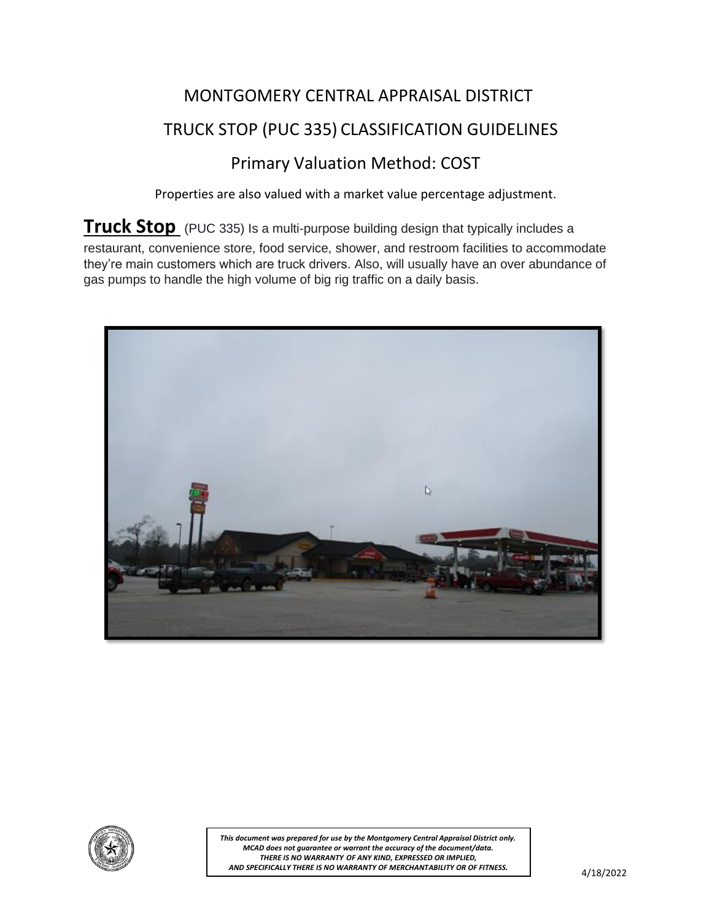# MONTGOMERY CENTRAL APPRAISAL DISTRICT

## TRUCK STOP (PUC 335) CLASSIFICATION GUIDELINES

### Primary Valuation Method: COST

Properties are also valued with a market value percentage adjustment.

**Truck Stop** (PUC 335) Is a multi-purpose building design that typically includes a restaurant, convenience store, food service, shower, and restroom facilities to accommodate they're main customers which are truck drivers. Also, will usually have an over abundance of gas pumps to handle the high volume of big rig traffic on a daily basis.

*This document was prepared for use by the Montgomery Central Appraisal District only. MCAD does not guarantee or warrant the accuracy of the document/data. THERE IS NO WARRANTY OF ANY KIND, EXPRESSED OR IMPLIED, AND SPECIFICALLY THERE IS NO WARRANTY OF MERCHANTABILITY OR OF FITNESS.*

4/18/2022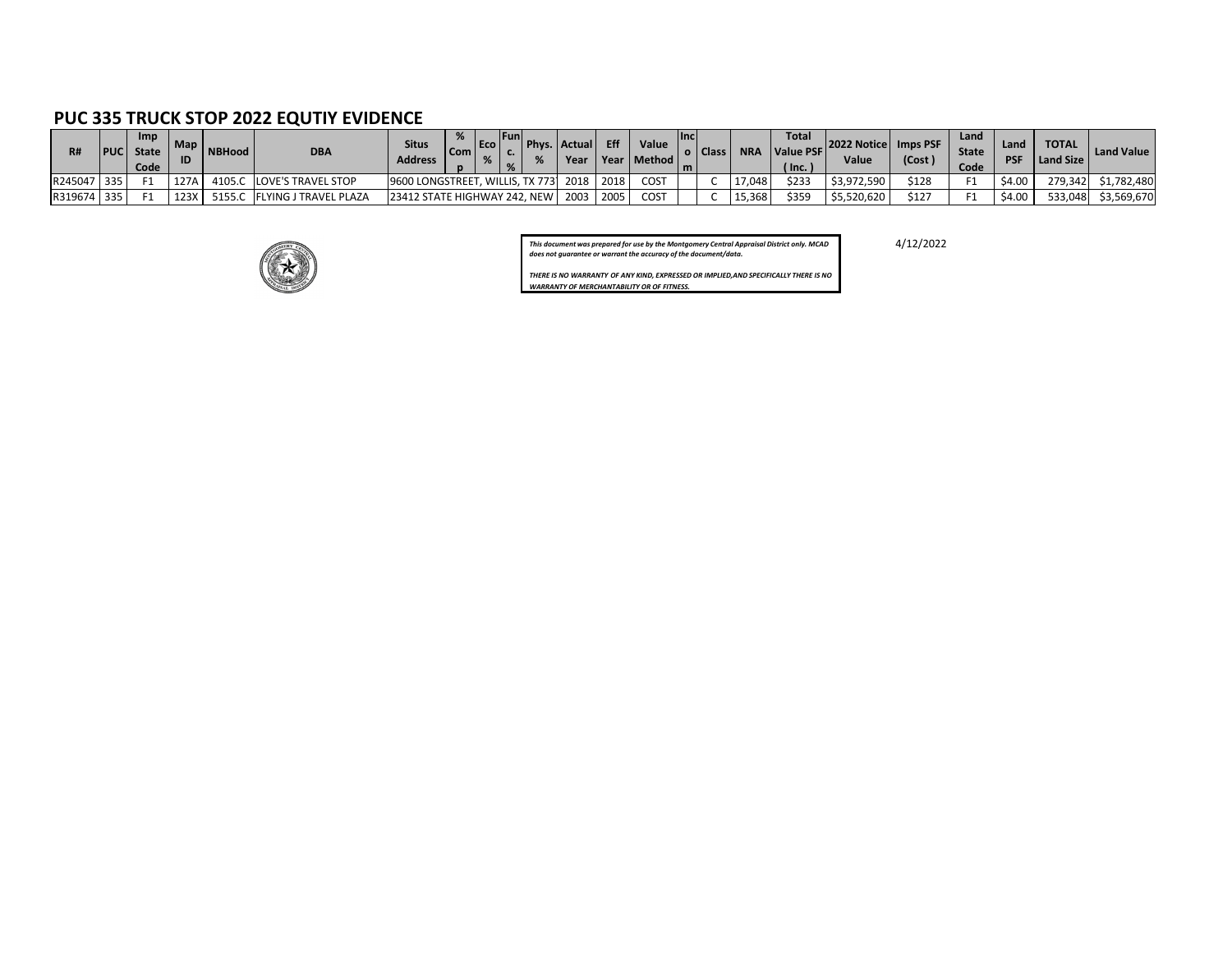## PUC 335 TRUCK STOP 2022 EQUTIY EVIDENCE

| R# | PUC | Imp State Code | Map ID | NBHood | DBA | Situs Address | % Comp | Eco % | Func. % | Phys. % | Actual Year | Eff Year | Value Method | Income | Class | NRA | Total Value PSF ( Inc. ) | 2022 Notice Value | Imps PSF (Cost ) | Land State Code | Land PSF | TOTAL Land Size | Land Value |
|---|---|---|---|---|---|---|---|---|---|---|---|---|---|---|---|---|---|---|---|---|---|---|---|
| R245047 | 335 | F1 | 127A | 4105.C | LOVE'S TRAVEL STOP | 9600 LONGSTREET, WILLIS, TX 773 | | | | | 2018 | 2018 | COST | | C | 17,048 | $233 | $3,972,590 | $128 | F1 | $4.00 | 279,342 | $1,782,480 |
| R319674 | 335 | F1 | 123X | 5155.C | FLYING J TRAVEL PLAZA | 23412 STATE HIGHWAY 242, NEW | | | | | 2003 | 2005 | COST | | C | 15,368 | $359 | $5,520,620 | $127 | F1 | $4.00 | 533,048 | $3,569,670 |

*This document was prepared for use by the Montgomery Central Appraisal District only. MCAD does not guarantee or warrant the accuracy of the document/data.*

*THERE IS NO WARRANTY OF ANY KIND, EXPRESSED OR IMPLIED,AND SPECIFICALLY THERE IS NO WARRANTY OF MERCHANTABILITY OR OF FITNESS.*

4/12/2022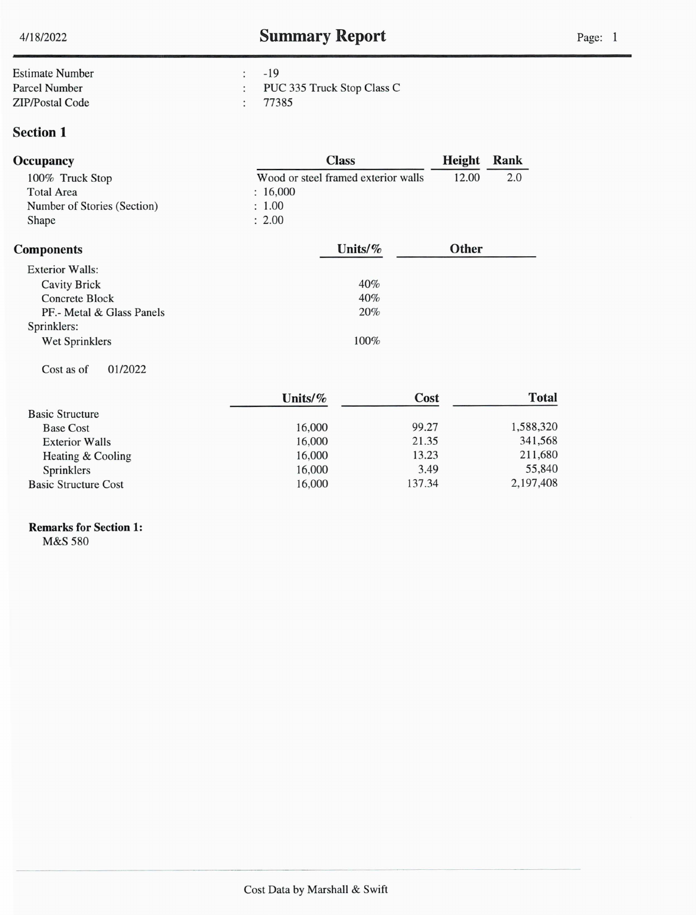# Summary Report

4/18/2022

| | | |
|---|---|---|
| Estimate Number | : | -19 |
| Parcel Number | : | PUC 335 Truck Stop Class C |
| ZIP/Postal Code | : | 77385 |

## Section 1

### Occupancy

| | Class | Height | Rank |
|---|---|---|---|
| 100% Truck Stop | Wood or steel framed exterior walls | 12.00 | 2.0 |
| Total Area | : 16,000 | | |
| Number of Stories (Section) | : 1.00 | | |
| Shape | : 2.00 | | |

### Components

| | Units/% | Other |
|---|---|---|
| Exterior Walls: | | |
| Cavity Brick | 40% | |
| Concrete Block | 40% | |
| PF.- Metal & Glass Panels | 20% | |
| Sprinklers: | | |
| Wet Sprinklers | 100% | |

Cost as of 01/2022

| | Units/% | Cost | Total |
|---|---|---|---|
| Basic Structure | | | |
| Base Cost | 16,000 | 99.27 | 1,588,320 |
| Exterior Walls | 16,000 | 21.35 | 341,568 |
| Heating & Cooling | 16,000 | 13.23 | 211,680 |
| Sprinklers | 16,000 | 3.49 | 55,840 |
| Basic Structure Cost | 16,000 | 137.34 | 2,197,408 |

**Remarks for Section 1:**
M&S 580

Cost Data by Marshall & Swift